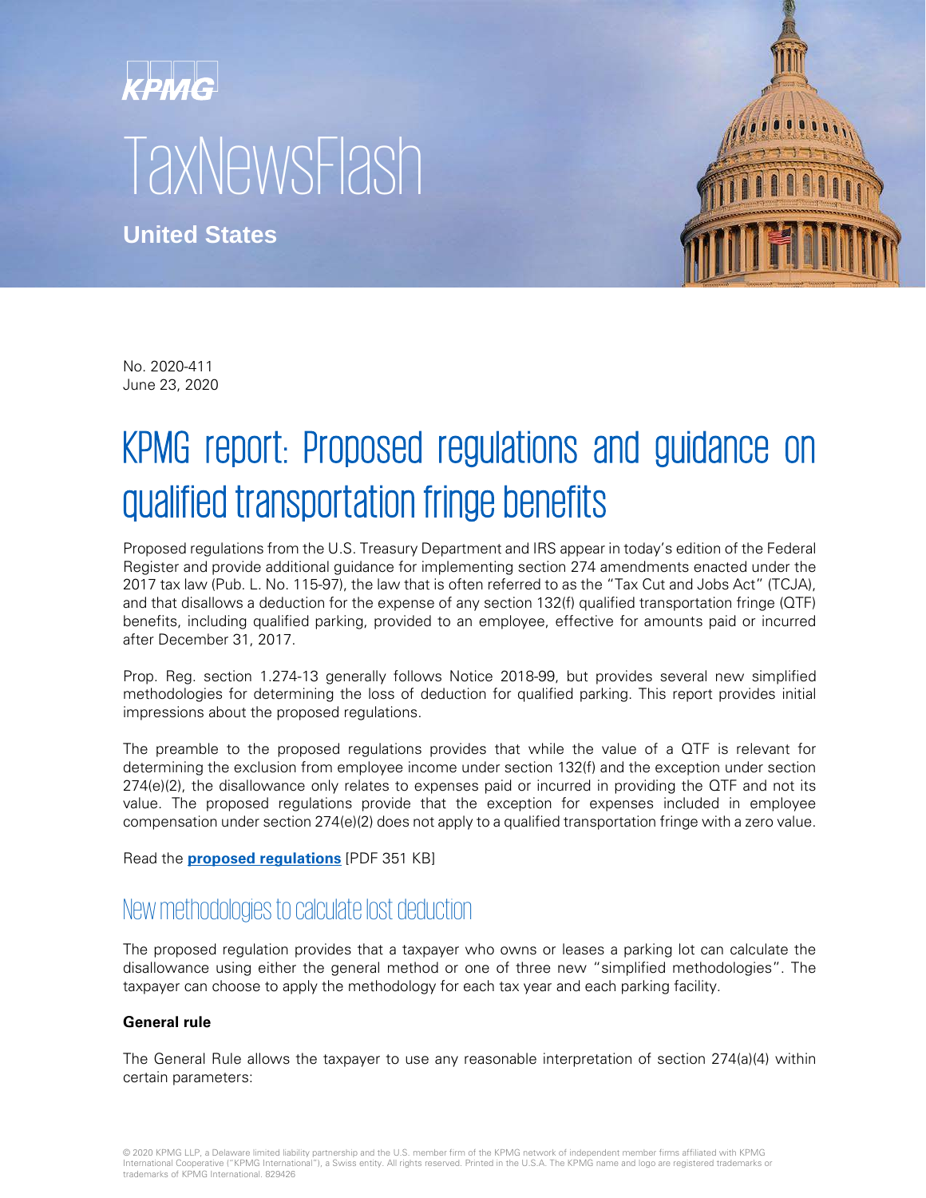KPMG

TaxNewsFlash

**United States**

No. 2020-411
June 23, 2020

# KPMG report: Proposed regulations and guidance on qualified transportation fringe benefits

Proposed regulations from the U.S. Treasury Department and IRS appear in today's edition of the Federal Register and provide additional guidance for implementing section 274 amendments enacted under the 2017 tax law (Pub. L. No. 115-97), the law that is often referred to as the "Tax Cut and Jobs Act" (TCJA), and that disallows a deduction for the expense of any section 132(f) qualified transportation fringe (QTF) benefits, including qualified parking, provided to an employee, effective for amounts paid or incurred after December 31, 2017.

Prop. Reg. section 1.274-13 generally follows Notice 2018-99, but provides several new simplified methodologies for determining the loss of deduction for qualified parking. This report provides initial impressions about the proposed regulations.

The preamble to the proposed regulations provides that while the value of a QTF is relevant for determining the exclusion from employee income under section 132(f) and the exception under section 274(e)(2), the disallowance only relates to expenses paid or incurred in providing the QTF and not its value. The proposed regulations provide that the exception for expenses included in employee compensation under section 274(e)(2) does not apply to a qualified transportation fringe with a zero value.

Read the **proposed regulations** [PDF 351 KB]

## New methodologies to calculate lost deduction

The proposed regulation provides that a taxpayer who owns or leases a parking lot can calculate the disallowance using either the general method or one of three new "simplified methodologies". The taxpayer can choose to apply the methodology for each tax year and each parking facility.

**General rule**

The General Rule allows the taxpayer to use any reasonable interpretation of section 274(a)(4) within certain parameters: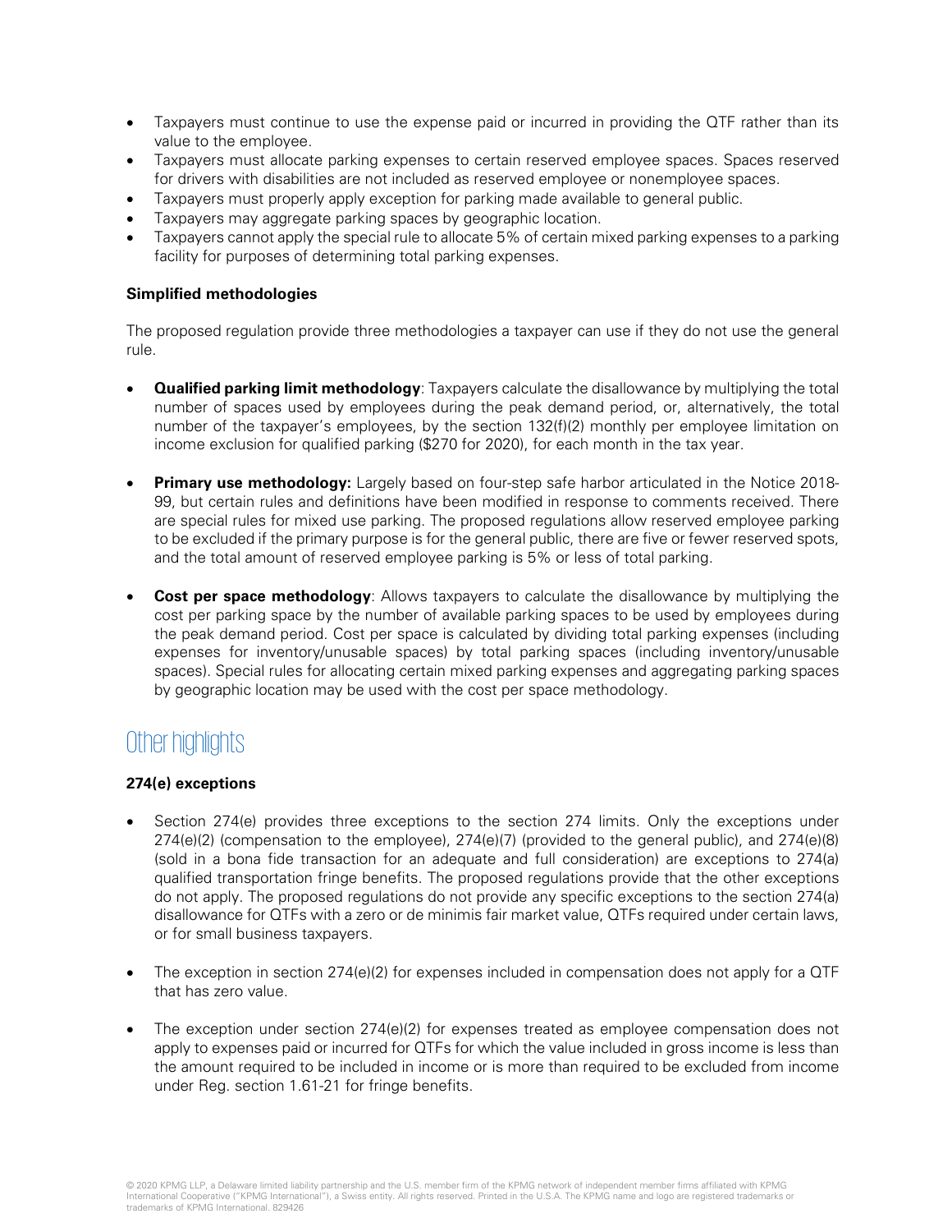- Taxpayers must continue to use the expense paid or incurred in providing the QTF rather than its value to the employee.
- Taxpayers must allocate parking expenses to certain reserved employee spaces. Spaces reserved for drivers with disabilities are not included as reserved employee or nonemployee spaces.
- Taxpayers must properly apply exception for parking made available to general public.
- Taxpayers may aggregate parking spaces by geographic location.
- Taxpayers cannot apply the special rule to allocate 5% of certain mixed parking expenses to a parking facility for purposes of determining total parking expenses.

**Simplified methodologies**

The proposed regulation provide three methodologies a taxpayer can use if they do not use the general rule.

- **Qualified parking limit methodology**: Taxpayers calculate the disallowance by multiplying the total number of spaces used by employees during the peak demand period, or, alternatively, the total number of the taxpayer's employees, by the section 132(f)(2) monthly per employee limitation on income exclusion for qualified parking ($270 for 2020), for each month in the tax year.

- **Primary use methodology:** Largely based on four-step safe harbor articulated in the Notice 2018-99, but certain rules and definitions have been modified in response to comments received. There are special rules for mixed use parking. The proposed regulations allow reserved employee parking to be excluded if the primary purpose is for the general public, there are five or fewer reserved spots, and the total amount of reserved employee parking is 5% or less of total parking.

- **Cost per space methodology**: Allows taxpayers to calculate the disallowance by multiplying the cost per parking space by the number of available parking spaces to be used by employees during the peak demand period. Cost per space is calculated by dividing total parking expenses (including expenses for inventory/unusable spaces) by total parking spaces (including inventory/unusable spaces). Special rules for allocating certain mixed parking expenses and aggregating parking spaces by geographic location may be used with the cost per space methodology.

## Other highlights

**274(e) exceptions**

- Section 274(e) provides three exceptions to the section 274 limits. Only the exceptions under 274(e)(2) (compensation to the employee), 274(e)(7) (provided to the general public), and 274(e)(8) (sold in a bona fide transaction for an adequate and full consideration) are exceptions to 274(a) qualified transportation fringe benefits. The proposed regulations provide that the other exceptions do not apply. The proposed regulations do not provide any specific exceptions to the section 274(a) disallowance for QTFs with a zero or de minimis fair market value, QTFs required under certain laws, or for small business taxpayers.

- The exception in section 274(e)(2) for expenses included in compensation does not apply for a QTF that has zero value.

- The exception under section 274(e)(2) for expenses treated as employee compensation does not apply to expenses paid or incurred for QTFs for which the value included in gross income is less than the amount required to be included in income or is more than required to be excluded from income under Reg. section 1.61-21 for fringe benefits.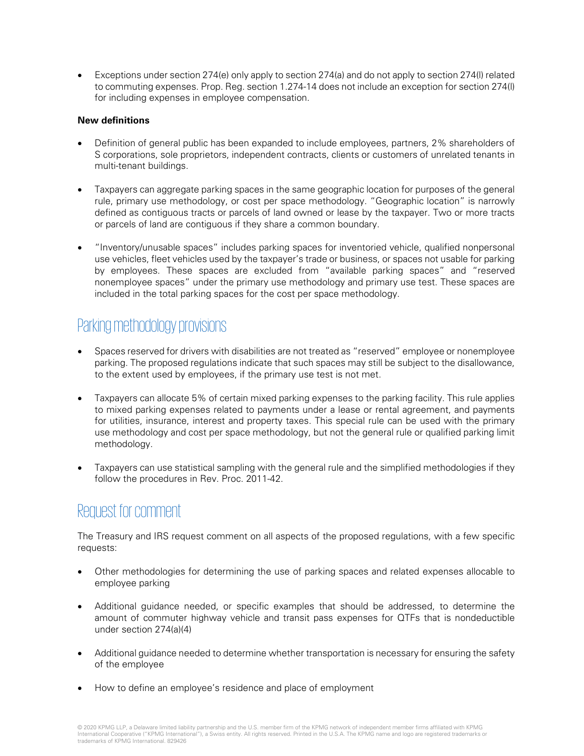- Exceptions under section 274(e) only apply to section 274(a) and do not apply to section 274(l) related to commuting expenses. Prop. Reg. section 1.274-14 does not include an exception for section 274(l) for including expenses in employee compensation.

**New definitions**

- Definition of general public has been expanded to include employees, partners, 2% shareholders of S corporations, sole proprietors, independent contracts, clients or customers of unrelated tenants in multi-tenant buildings.

- Taxpayers can aggregate parking spaces in the same geographic location for purposes of the general rule, primary use methodology, or cost per space methodology. "Geographic location" is narrowly defined as contiguous tracts or parcels of land owned or lease by the taxpayer. Two or more tracts or parcels of land are contiguous if they share a common boundary.

- "Inventory/unusable spaces" includes parking spaces for inventoried vehicle, qualified nonpersonal use vehicles, fleet vehicles used by the taxpayer's trade or business, or spaces not usable for parking by employees. These spaces are excluded from "available parking spaces" and "reserved nonemployee spaces" under the primary use methodology and primary use test. These spaces are included in the total parking spaces for the cost per space methodology.

## Parking methodology provisions

- Spaces reserved for drivers with disabilities are not treated as "reserved" employee or nonemployee parking. The proposed regulations indicate that such spaces may still be subject to the disallowance, to the extent used by employees, if the primary use test is not met.

- Taxpayers can allocate 5% of certain mixed parking expenses to the parking facility. This rule applies to mixed parking expenses related to payments under a lease or rental agreement, and payments for utilities, insurance, interest and property taxes. This special rule can be used with the primary use methodology and cost per space methodology, but not the general rule or qualified parking limit methodology.

- Taxpayers can use statistical sampling with the general rule and the simplified methodologies if they follow the procedures in Rev. Proc. 2011-42.

## Request for comment

The Treasury and IRS request comment on all aspects of the proposed regulations, with a few specific requests:

- Other methodologies for determining the use of parking spaces and related expenses allocable to employee parking

- Additional guidance needed, or specific examples that should be addressed, to determine the amount of commuter highway vehicle and transit pass expenses for QTFs that is nondeductible under section 274(a)(4)

- Additional guidance needed to determine whether transportation is necessary for ensuring the safety of the employee

- How to define an employee's residence and place of employment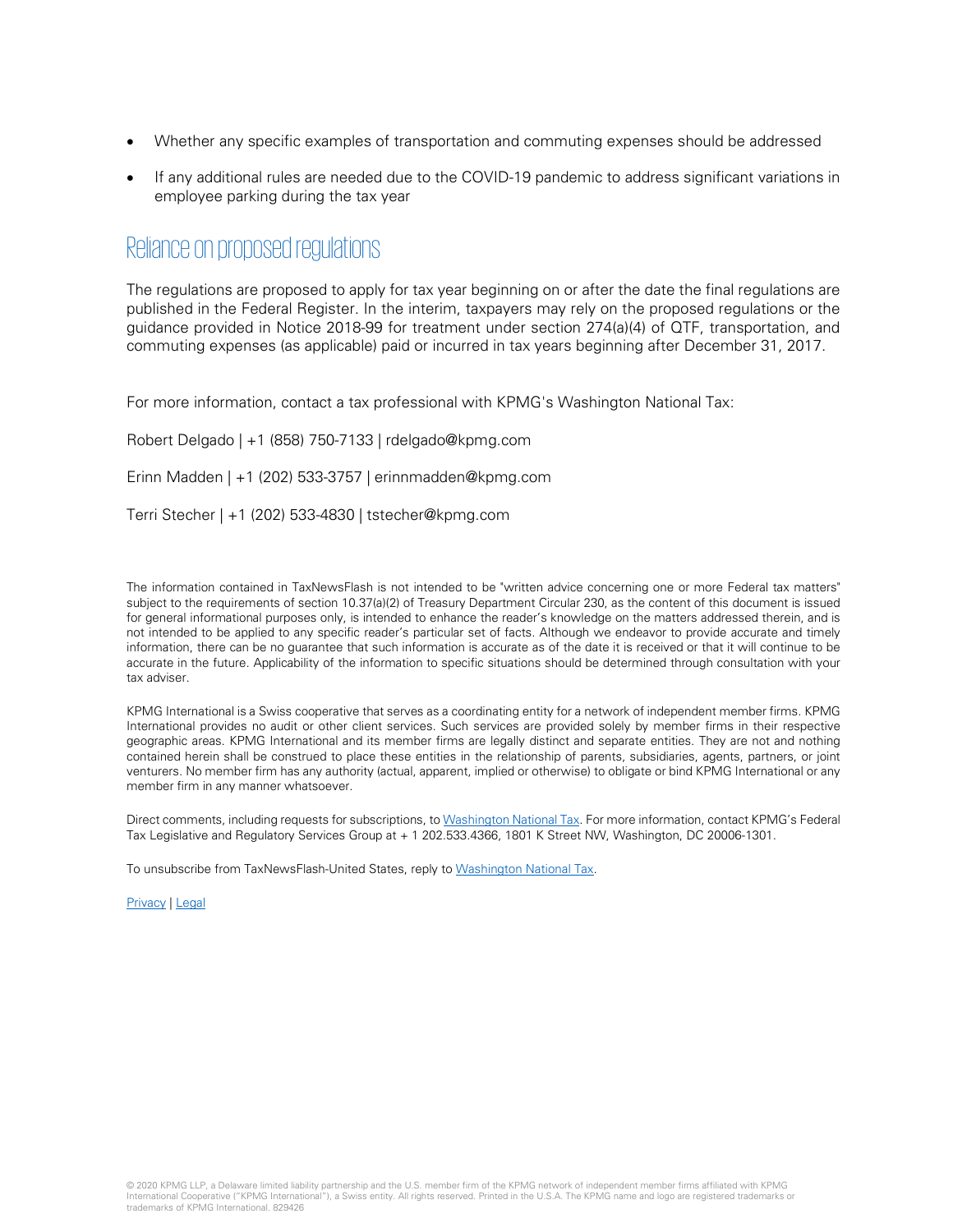- Whether any specific examples of transportation and commuting expenses should be addressed
- If any additional rules are needed due to the COVID-19 pandemic to address significant variations in employee parking during the tax year

## Reliance on proposed regulations

The regulations are proposed to apply for tax year beginning on or after the date the final regulations are published in the Federal Register. In the interim, taxpayers may rely on the proposed regulations or the guidance provided in Notice 2018-99 for treatment under section 274(a)(4) of QTF, transportation, and commuting expenses (as applicable) paid or incurred in tax years beginning after December 31, 2017.

For more information, contact a tax professional with KPMG's Washington National Tax:

Robert Delgado | +1 (858) 750-7133 | rdelgado@kpmg.com

Erinn Madden | +1 (202) 533-3757 | erinnmadden@kpmg.com

Terri Stecher | +1 (202) 533-4830 | tstecher@kpmg.com

The information contained in TaxNewsFlash is not intended to be "written advice concerning one or more Federal tax matters" subject to the requirements of section 10.37(a)(2) of Treasury Department Circular 230, as the content of this document is issued for general informational purposes only, is intended to enhance the reader's knowledge on the matters addressed therein, and is not intended to be applied to any specific reader's particular set of facts. Although we endeavor to provide accurate and timely information, there can be no guarantee that such information is accurate as of the date it is received or that it will continue to be accurate in the future. Applicability of the information to specific situations should be determined through consultation with your tax adviser.

KPMG International is a Swiss cooperative that serves as a coordinating entity for a network of independent member firms. KPMG International provides no audit or other client services. Such services are provided solely by member firms in their respective geographic areas. KPMG International and its member firms are legally distinct and separate entities. They are not and nothing contained herein shall be construed to place these entities in the relationship of parents, subsidiaries, agents, partners, or joint venturers. No member firm has any authority (actual, apparent, implied or otherwise) to obligate or bind KPMG International or any member firm in any manner whatsoever.

Direct comments, including requests for subscriptions, to Washington National Tax. For more information, contact KPMG's Federal Tax Legislative and Regulatory Services Group at + 1 202.533.4366, 1801 K Street NW, Washington, DC 20006-1301.

To unsubscribe from TaxNewsFlash-United States, reply to Washington National Tax.

Privacy | Legal

© 2020 KPMG LLP, a Delaware limited liability partnership and the U.S. member firm of the KPMG network of independent member firms affiliated with KPMG International Cooperative ("KPMG International"), a Swiss entity. All rights reserved. Printed in the U.S.A. The KPMG name and logo are registered trademarks or trademarks of KPMG International. 829426